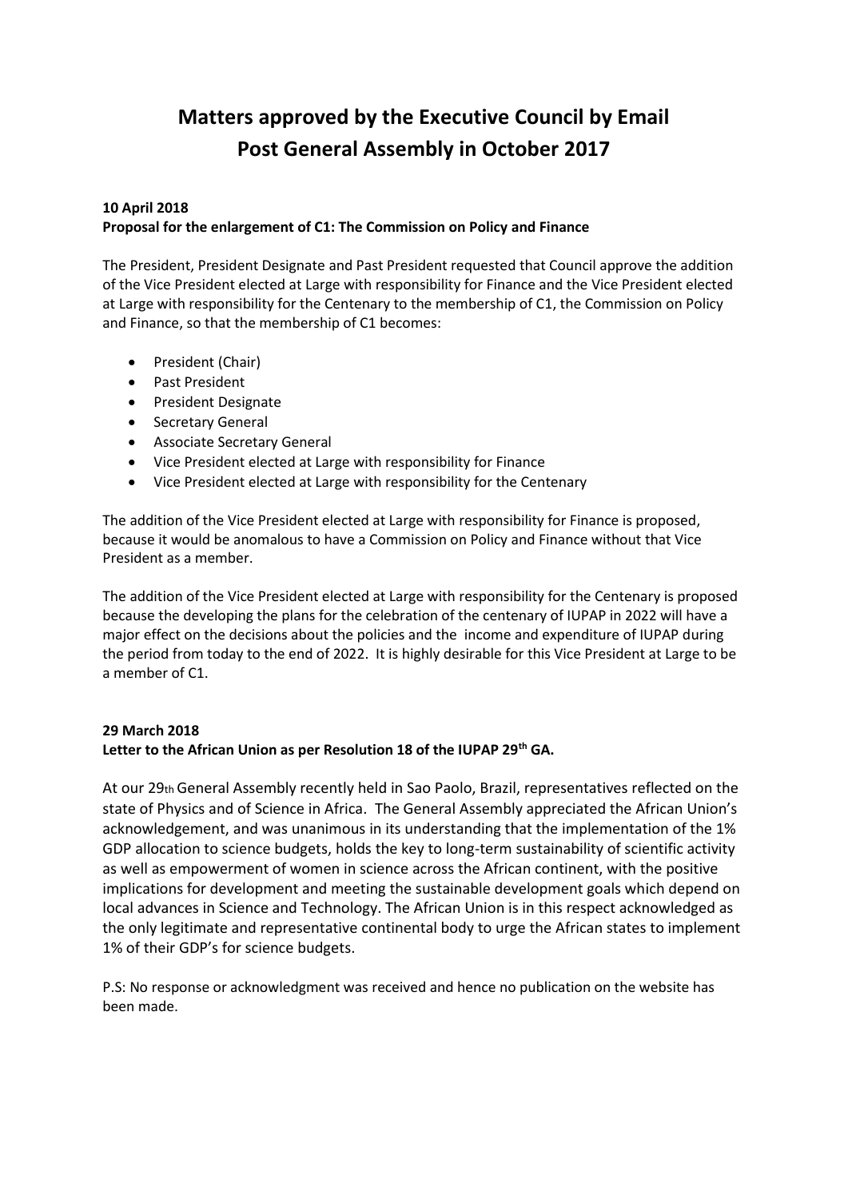# Matters approved by the Executive Council by Email Post General Assembly in October 2017

**10 April 2018**
**Proposal for the enlargement of C1: The Commission on Policy and Finance**

The President, President Designate and Past President requested that Council approve the addition of the Vice President elected at Large with responsibility for Finance and the Vice President elected at Large with responsibility for the Centenary to the membership of C1, the Commission on Policy and Finance, so that the membership of C1 becomes:

- President (Chair)
- Past President
- President Designate
- Secretary General
- Associate Secretary General
- Vice President elected at Large with responsibility for Finance
- Vice President elected at Large with responsibility for the Centenary

The addition of the Vice President elected at Large with responsibility for Finance is proposed, because it would be anomalous to have a Commission on Policy and Finance without that Vice President as a member.

The addition of the Vice President elected at Large with responsibility for the Centenary is proposed because the developing the plans for the celebration of the centenary of IUPAP in 2022 will have a major effect on the decisions about the policies and the income and expenditure of IUPAP during the period from today to the end of 2022. It is highly desirable for this Vice President at Large to be a member of C1.

**29 March 2018**
**Letter to the African Union as per Resolution 18 of the IUPAP 29th GA.**

At our 29th General Assembly recently held in Sao Paolo, Brazil, representatives reflected on the state of Physics and of Science in Africa. The General Assembly appreciated the African Union's acknowledgement, and was unanimous in its understanding that the implementation of the 1% GDP allocation to science budgets, holds the key to long-term sustainability of scientific activity as well as empowerment of women in science across the African continent, with the positive implications for development and meeting the sustainable development goals which depend on local advances in Science and Technology. The African Union is in this respect acknowledged as the only legitimate and representative continental body to urge the African states to implement 1% of their GDP's for science budgets.

P.S: No response or acknowledgment was received and hence no publication on the website has been made.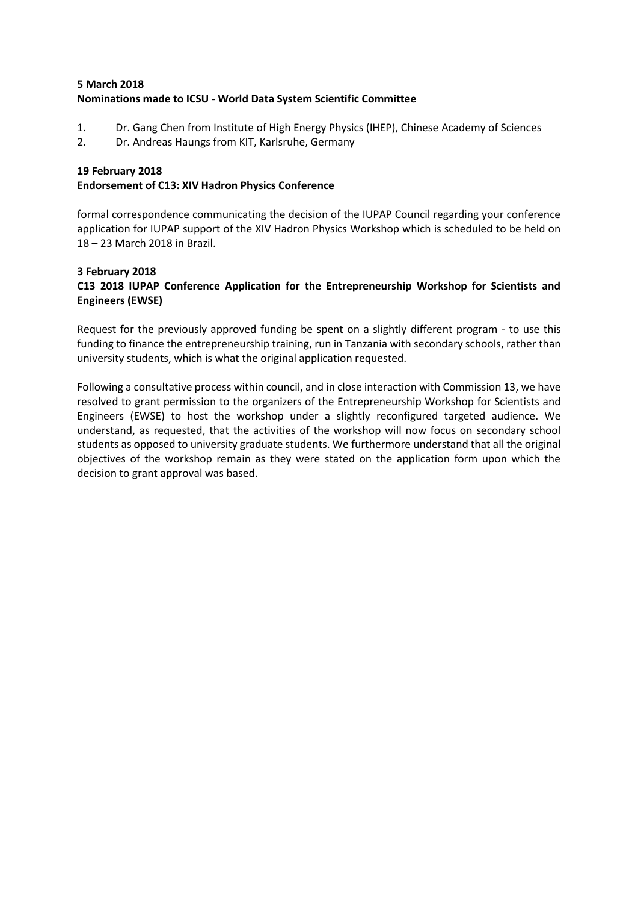**5 March 2018**
**Nominations made to ICSU - World Data System Scientific Committee**

1. Dr. Gang Chen from Institute of High Energy Physics (IHEP), Chinese Academy of Sciences
2. Dr. Andreas Haungs from KIT, Karlsruhe, Germany

**19 February 2018**
**Endorsement of C13: XIV Hadron Physics Conference**

formal correspondence communicating the decision of the IUPAP Council regarding your conference application for IUPAP support of the XIV Hadron Physics Workshop which is scheduled to be held on 18 – 23 March 2018 in Brazil.

**3 February 2018**
**C13 2018 IUPAP Conference Application for the Entrepreneurship Workshop for Scientists and Engineers (EWSE)**

Request for the previously approved funding be spent on a slightly different program - to use this funding to finance the entrepreneurship training, run in Tanzania with secondary schools, rather than university students, which is what the original application requested.

Following a consultative process within council, and in close interaction with Commission 13, we have resolved to grant permission to the organizers of the Entrepreneurship Workshop for Scientists and Engineers (EWSE) to host the workshop under a slightly reconfigured targeted audience. We understand, as requested, that the activities of the workshop will now focus on secondary school students as opposed to university graduate students. We furthermore understand that all the original objectives of the workshop remain as they were stated on the application form upon which the decision to grant approval was based.